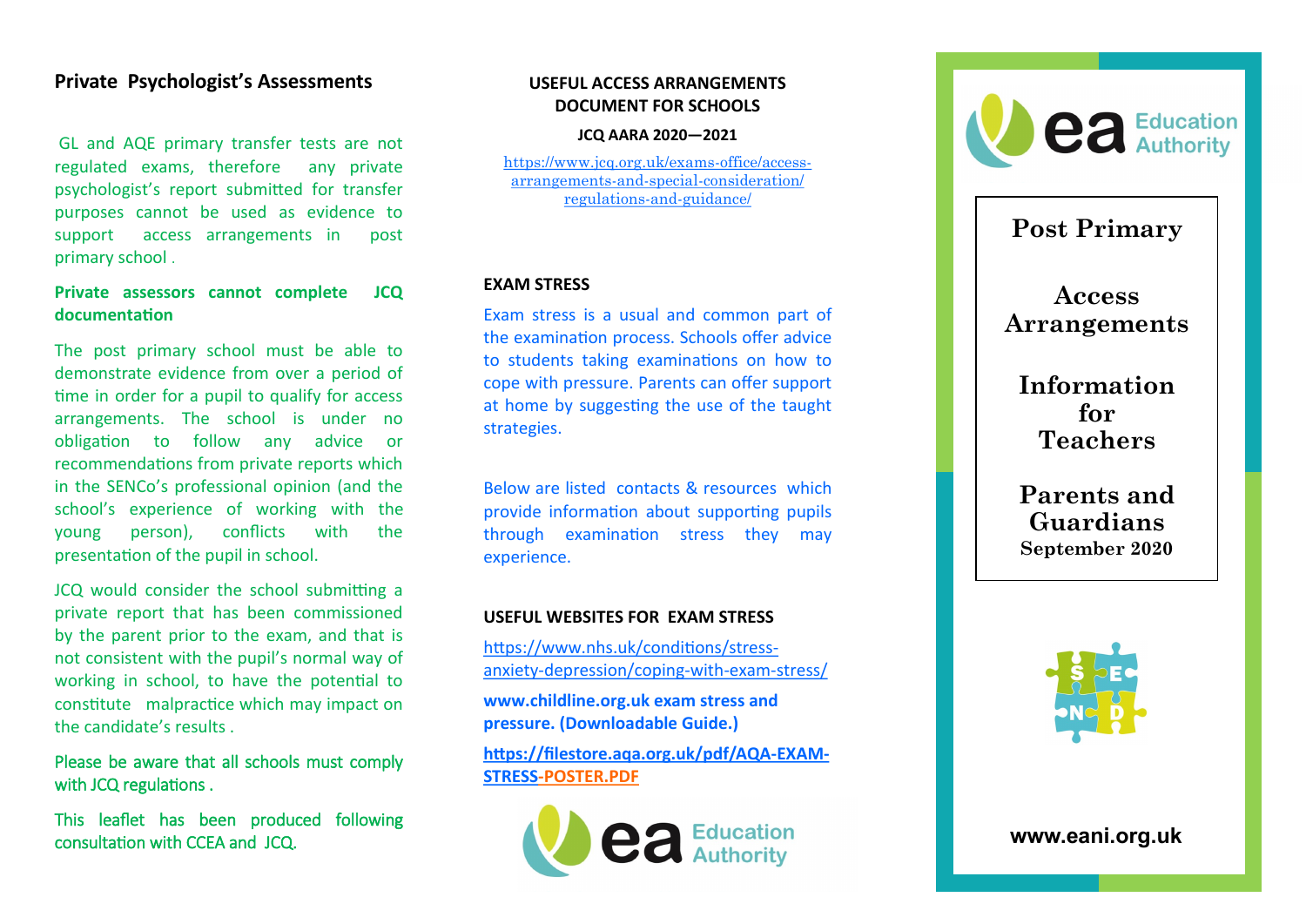## Private Psychologist's Assessments

GL and AQE primary transfer tests are not regulated exams, therefore any private psychologist's report submitted for transfer purposes cannot be used as evidence to support access arrangements in post primary school .

**Private assessors cannot complete JCQ documentation**

The post primary school must be able to demonstrate evidence from over a period of time in order for a pupil to qualify for access arrangements. The school is under no obligation to follow any advice or recommendations from private reports which in the SENCo's professional opinion (and the school's experience of working with the young person), conflicts with the presentation of the pupil in school.

JCQ would consider the school submitting a private report that has been commissioned by the parent prior to the exam, and that is not consistent with the pupil's normal way of working in school, to have the potential to constitute malpractice which may impact on the candidate's results .

Please be aware that all schools must comply with JCQ regulations .

This leaflet has been produced following consultation with CCEA and JCQ.

### USEFUL ACCESS ARRANGEMENTS DOCUMENT FOR SCHOOLS

**JCQ AARA 2020—2021**

https://www.jcq.org.uk/exams-office/access-arrangements-and-special-consideration/regulations-and-guidance/

### EXAM STRESS

Exam stress is a usual and common part of the examination process. Schools offer advice to students taking examinations on how to cope with pressure. Parents can offer support at home by suggesting the use of the taught strategies.

Below are listed contacts & resources which provide information about supporting pupils through examination stress they may experience.

### USEFUL WEBSITES FOR EXAM STRESS

https://www.nhs.uk/conditions/stress-anxiety-depression/coping-with-exam-stress/

**www.childline.org.uk exam stress and pressure. (Downloadable Guide.)**

**https://filestore.aqa.org.uk/pdf/AQA-EXAM-STRESS-POSTER.PDF**

ea Education Authority

ea Education Authority

# Post Primary

# Access Arrangements

# Information for Teachers

# Parents and Guardians

**September 2020**

SEND

**www.eani.org.uk**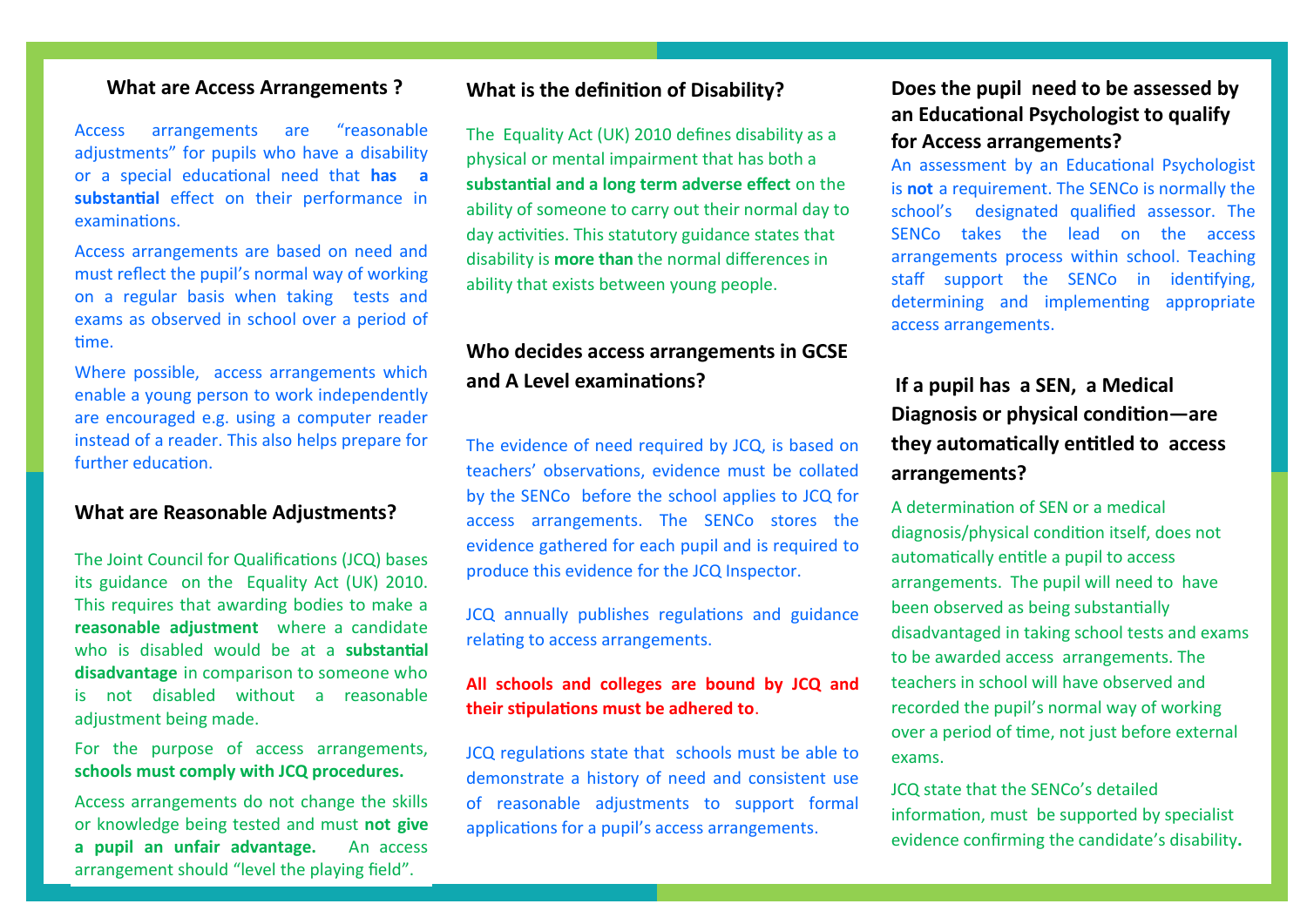## What are Access Arrangements ?

Access arrangements are "reasonable adjustments" for pupils who have a disability or a special educational need that **has a substantial** effect on their performance in examinations.

Access arrangements are based on need and must reflect the pupil's normal way of working on a regular basis when taking tests and exams as observed in school over a period of time.

Where possible, access arrangements which enable a young person to work independently are encouraged e.g. using a computer reader instead of a reader. This also helps prepare for further education.

## What are Reasonable Adjustments?

The Joint Council for Qualifications (JCQ) bases its guidance on the Equality Act (UK) 2010. This requires that awarding bodies to make a **reasonable adjustment** where a candidate who is disabled would be at a **substantial disadvantage** in comparison to someone who is not disabled without a reasonable adjustment being made.

For the purpose of access arrangements, **schools must comply with JCQ procedures.**

Access arrangements do not change the skills or knowledge being tested and must **not give a pupil an unfair advantage.** An access arrangement should "level the playing field".

## What is the definition of Disability?

The Equality Act (UK) 2010 defines disability as a physical or mental impairment that has both a **substantial and a long term adverse effect** on the ability of someone to carry out their normal day to day activities. This statutory guidance states that disability is **more than** the normal differences in ability that exists between young people.

## Who decides access arrangements in GCSE and A Level examinations?

The evidence of need required by JCQ, is based on teachers' observations, evidence must be collated by the SENCo before the school applies to JCQ for access arrangements. The SENCo stores the evidence gathered for each pupil and is required to produce this evidence for the JCQ Inspector.

JCQ annually publishes regulations and guidance relating to access arrangements.

**All schools and colleges are bound by JCQ and their stipulations must be adhered to**.

JCQ regulations state that schools must be able to demonstrate a history of need and consistent use of reasonable adjustments to support formal applications for a pupil's access arrangements.

## Does the pupil need to be assessed by an Educational Psychologist to qualify for Access arrangements?

An assessment by an Educational Psychologist is **not** a requirement. The SENCo is normally the school's designated qualified assessor. The SENCo takes the lead on the access arrangements process within school. Teaching staff support the SENCo in identifying, determining and implementing appropriate access arrangements.

## If a pupil has a SEN, a Medical Diagnosis or physical condition—are they automatically entitled to access arrangements?

A determination of SEN or a medical diagnosis/physical condition itself, does not automatically entitle a pupil to access arrangements. The pupil will need to have been observed as being substantially disadvantaged in taking school tests and exams to be awarded access arrangements. The teachers in school will have observed and recorded the pupil's normal way of working over a period of time, not just before external exams.

JCQ state that the SENCo's detailed information, must be supported by specialist evidence confirming the candidate's disability**.**